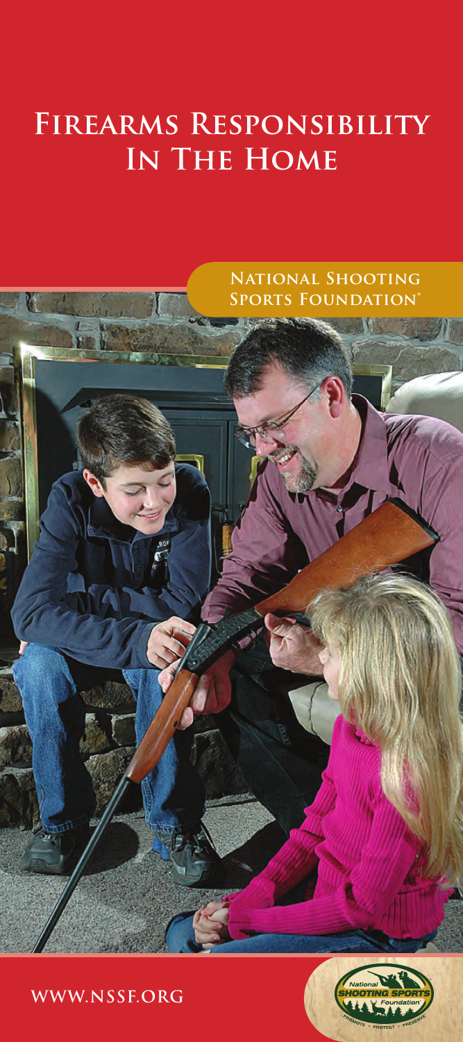# Firearms Responsibility In The Home

**National Shooting Sports Foundation®**

**www.nssf.org**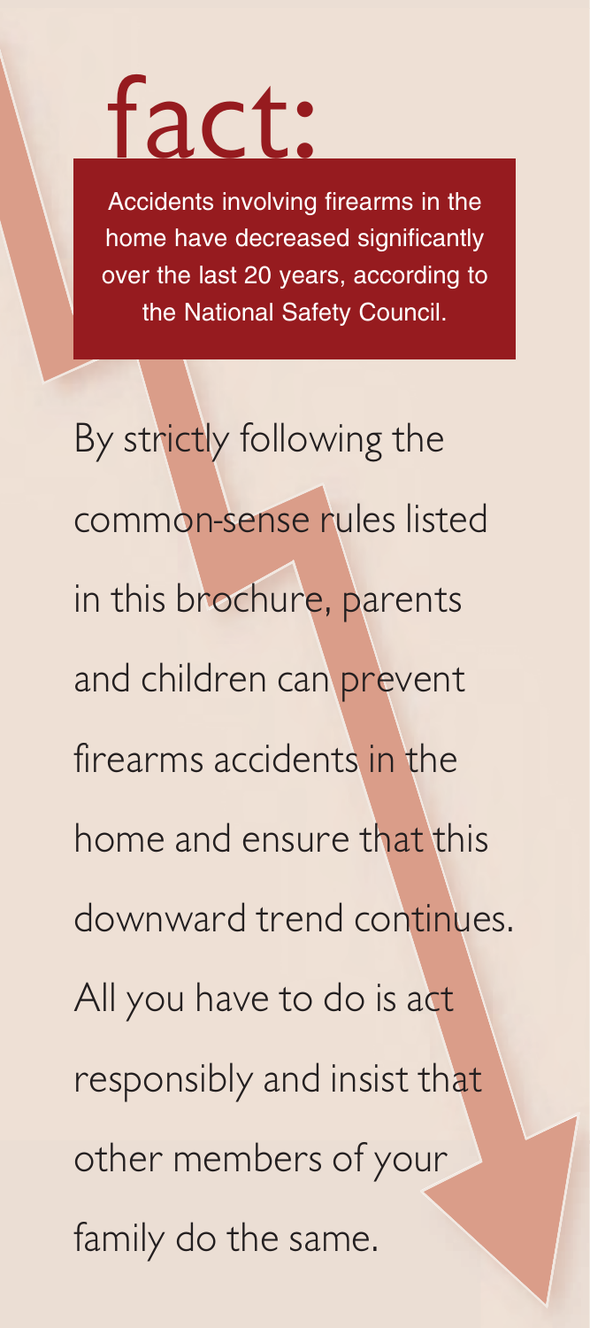# fact:

Accidents involving firearms in the home have decreased significantly over the last 20 years, according to the National Safety Council.

By strictly following the common-sense rules listed in this brochure, parents and children can prevent firearms accidents in the home and ensure that this downward trend continues. All you have to do is act responsibly and insist that other members of your family do the same.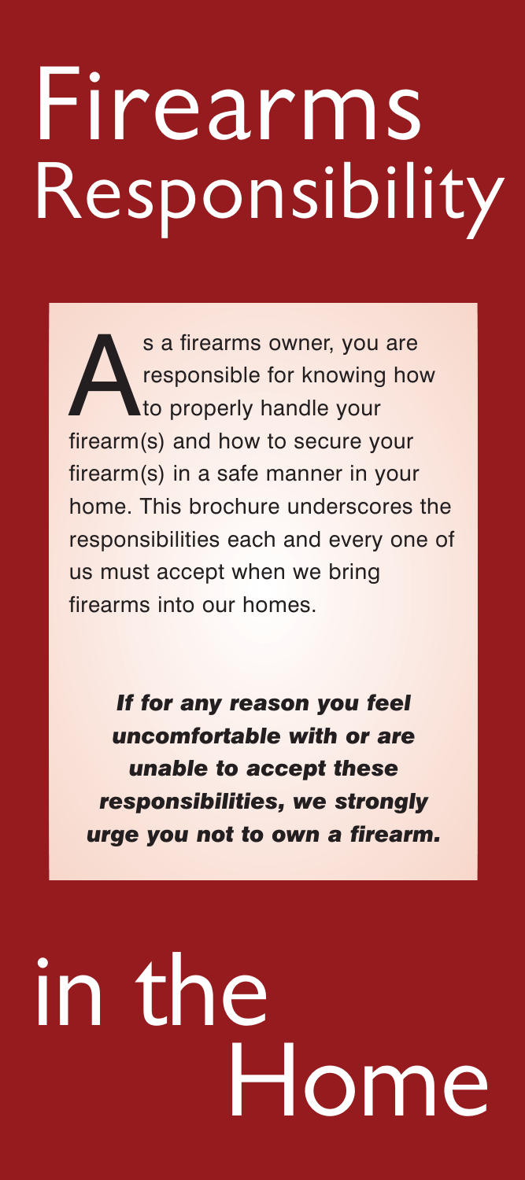# Firearms Responsibility

As a firearms owner, you are responsible for knowing how to properly handle your firearm(s) and how to secure your firearm(s) in a safe manner in your home. This brochure underscores the responsibilities each and every one of us must accept when we bring firearms into our homes.

***If for any reason you feel uncomfortable with or are unable to accept these responsibilities, we strongly urge you not to own a firearm.***

# in the Home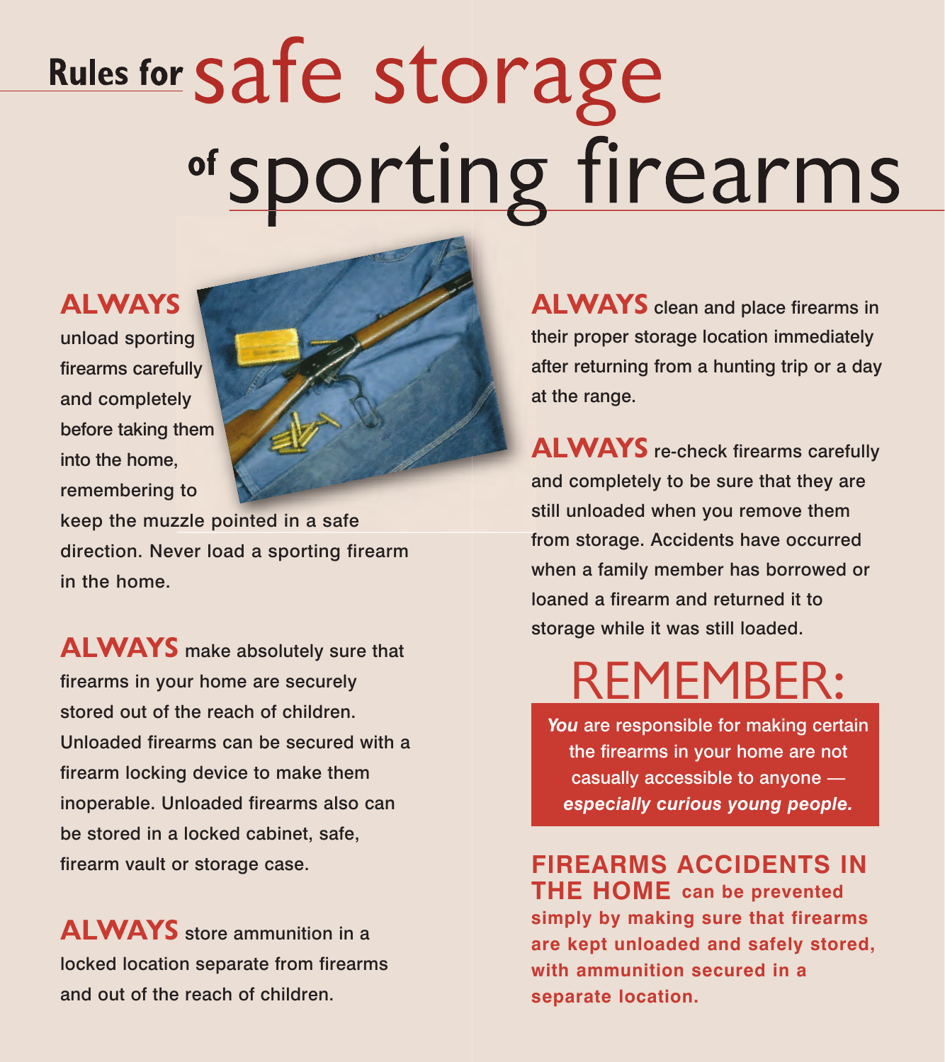# Rules for safe storage of sporting firearms

**ALWAYS** unload sporting firearms carefully and completely before taking them into the home, remembering to keep the muzzle pointed in a safe direction. Never load a sporting firearm in the home.

**ALWAYS** make absolutely sure that firearms in your home are securely stored out of the reach of children. Unloaded firearms can be secured with a firearm locking device to make them inoperable. Unloaded firearms also can be stored in a locked cabinet, safe, firearm vault or storage case.

**ALWAYS** store ammunition in a locked location separate from firearms and out of the reach of children.

**ALWAYS** clean and place firearms in their proper storage location immediately after returning from a hunting trip or a day at the range.

**ALWAYS** re-check firearms carefully and completely to be sure that they are still unloaded when you remove them from storage. Accidents have occurred when a family member has borrowed or loaned a firearm and returned it to storage while it was still loaded.

## REMEMBER:

***You*** are responsible for making certain the firearms in your home are not casually accessible to anyone — ***especially curious young people.***

**FIREARMS ACCIDENTS IN THE HOME can be prevented simply by making sure that firearms are kept unloaded and safely stored, with ammunition secured in a separate location.**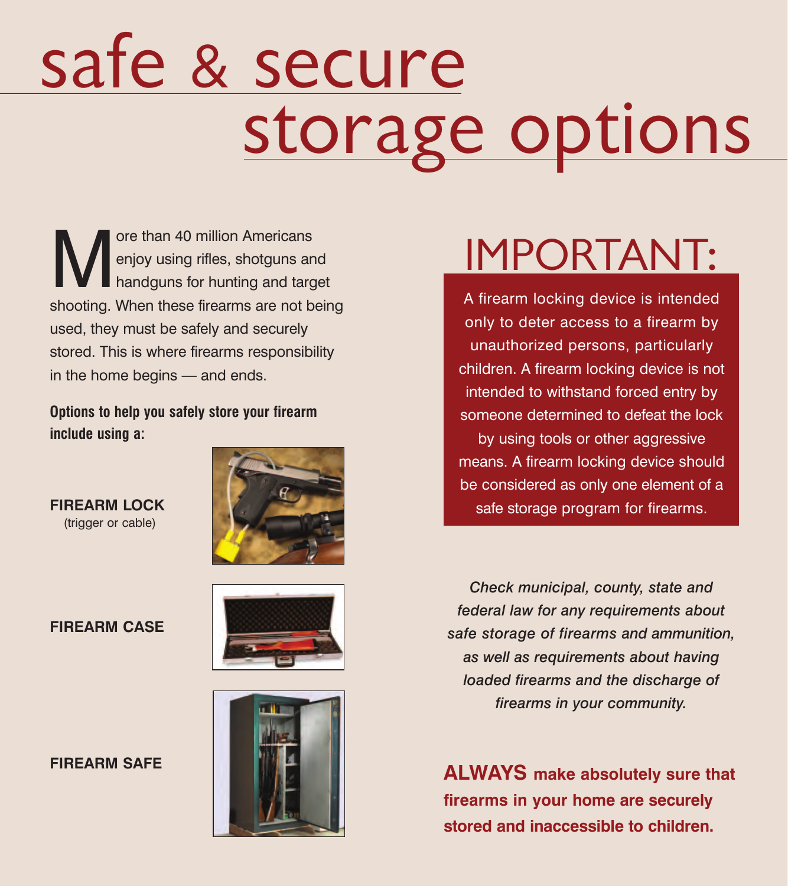# safe & secure storage options

More than 40 million Americans enjoy using rifles, shotguns and handguns for hunting and target shooting. When these firearms are not being used, they must be safely and securely stored. This is where firearms responsibility in the home begins — and ends.

**Options to help you safely store your firearm include using a:**

**FIREARM LOCK**
(trigger or cable)

**FIREARM CASE**

**FIREARM SAFE**

# IMPORTANT:

A firearm locking device is intended only to deter access to a firearm by unauthorized persons, particularly children. A firearm locking device is not intended to withstand forced entry by someone determined to defeat the lock by using tools or other aggressive means. A firearm locking device should be considered as only one element of a safe storage program for firearms.

*Check municipal, county, state and federal law for any requirements about safe storage of firearms and ammunition, as well as requirements about having loaded firearms and the discharge of firearms in your community.*

**ALWAYS make absolutely sure that firearms in your home are securely stored and inaccessible to children.**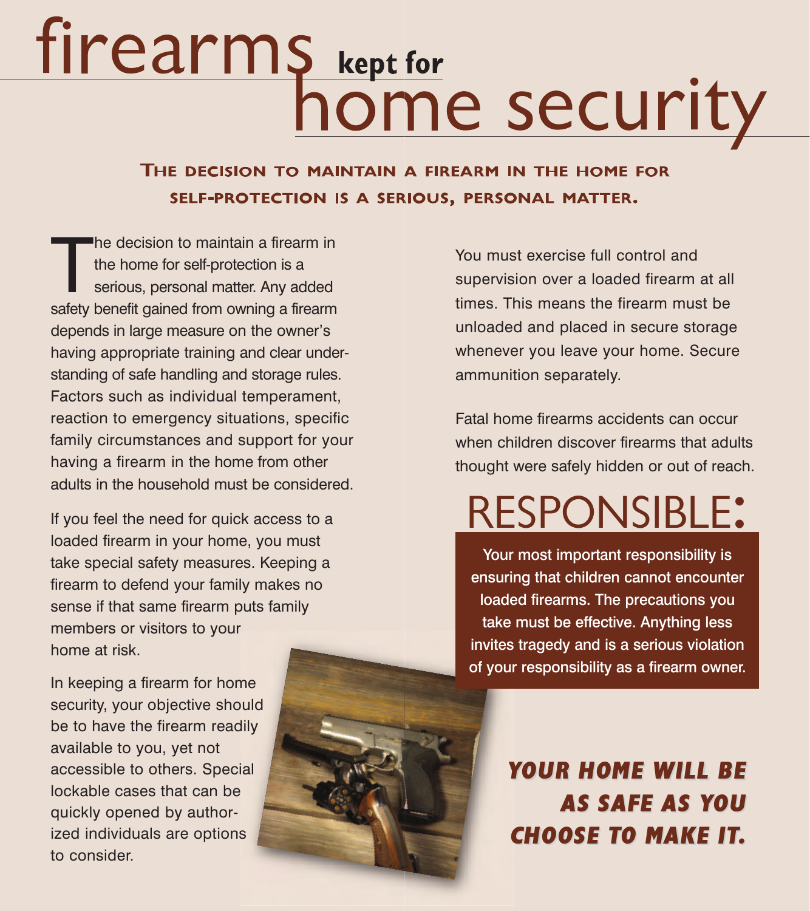# firearms kept for home security

**THE DECISION TO MAINTAIN A FIREARM IN THE HOME FOR SELF-PROTECTION IS A SERIOUS, PERSONAL MATTER.**

The decision to maintain a firearm in the home for self-protection is a serious, personal matter. Any added safety benefit gained from owning a firearm depends in large measure on the owner's having appropriate training and clear understanding of safe handling and storage rules. Factors such as individual temperament, reaction to emergency situations, specific family circumstances and support for your having a firearm in the home from other adults in the household must be considered.

If you feel the need for quick access to a loaded firearm in your home, you must take special safety measures. Keeping a firearm to defend your family makes no sense if that same firearm puts family members or visitors to your home at risk.

In keeping a firearm for home security, your objective should be to have the firearm readily available to you, yet not accessible to others. Special lockable cases that can be quickly opened by authorized individuals are options to consider.

You must exercise full control and supervision over a loaded firearm at all times. This means the firearm must be unloaded and placed in secure storage whenever you leave your home. Secure ammunition separately.

Fatal home firearms accidents can occur when children discover firearms that adults thought were safely hidden or out of reach.

## RESPONSIBLE:

**Your most important responsibility is ensuring that children cannot encounter loaded firearms. The precautions you take must be effective. Anything less invites tragedy and is a serious violation of your responsibility as a firearm owner.**

***YOUR HOME WILL BE AS SAFE AS YOU CHOOSE TO MAKE IT.***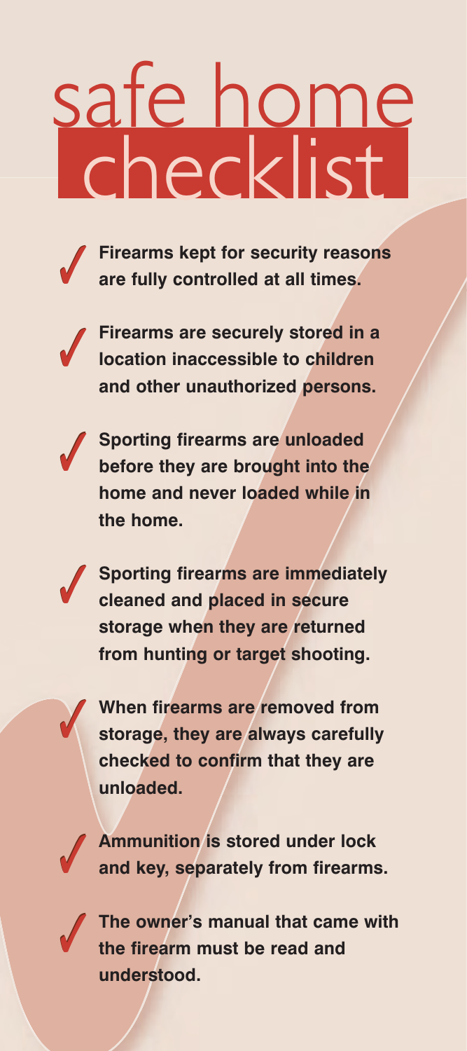# safe home checklist

- ✓ **Firearms kept for security reasons are fully controlled at all times.**
- ✓ **Firearms are securely stored in a location inaccessible to children and other unauthorized persons.**
- ✓ **Sporting firearms are unloaded before they are brought into the home and never loaded while in the home.**
- ✓ **Sporting firearms are immediately cleaned and placed in secure storage when they are returned from hunting or target shooting.**
- ✓ **When firearms are removed from storage, they are always carefully checked to confirm that they are unloaded.**
- ✓ **Ammunition is stored under lock and key, separately from firearms.**
- ✓ **The owner's manual that came with the firearm must be read and understood.**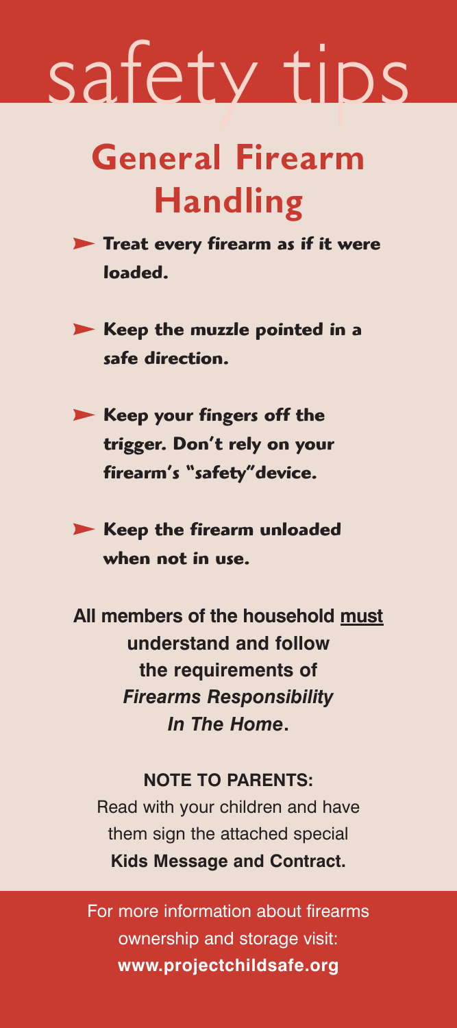# safety tips

## General Firearm Handling

- **Treat every firearm as if it were loaded.**
- **Keep the muzzle pointed in a safe direction.**
- **Keep your fingers off the trigger. Don't rely on your firearm's "safety"device.**
- **Keep the firearm unloaded when not in use.**

**All members of the household must understand and follow the requirements of *Firearms Responsibility In The Home*.**

**NOTE TO PARENTS:**

Read with your children and have them sign the attached special **Kids Message and Contract.**

For more information about firearms ownership and storage visit: **www.projectchildsafe.org**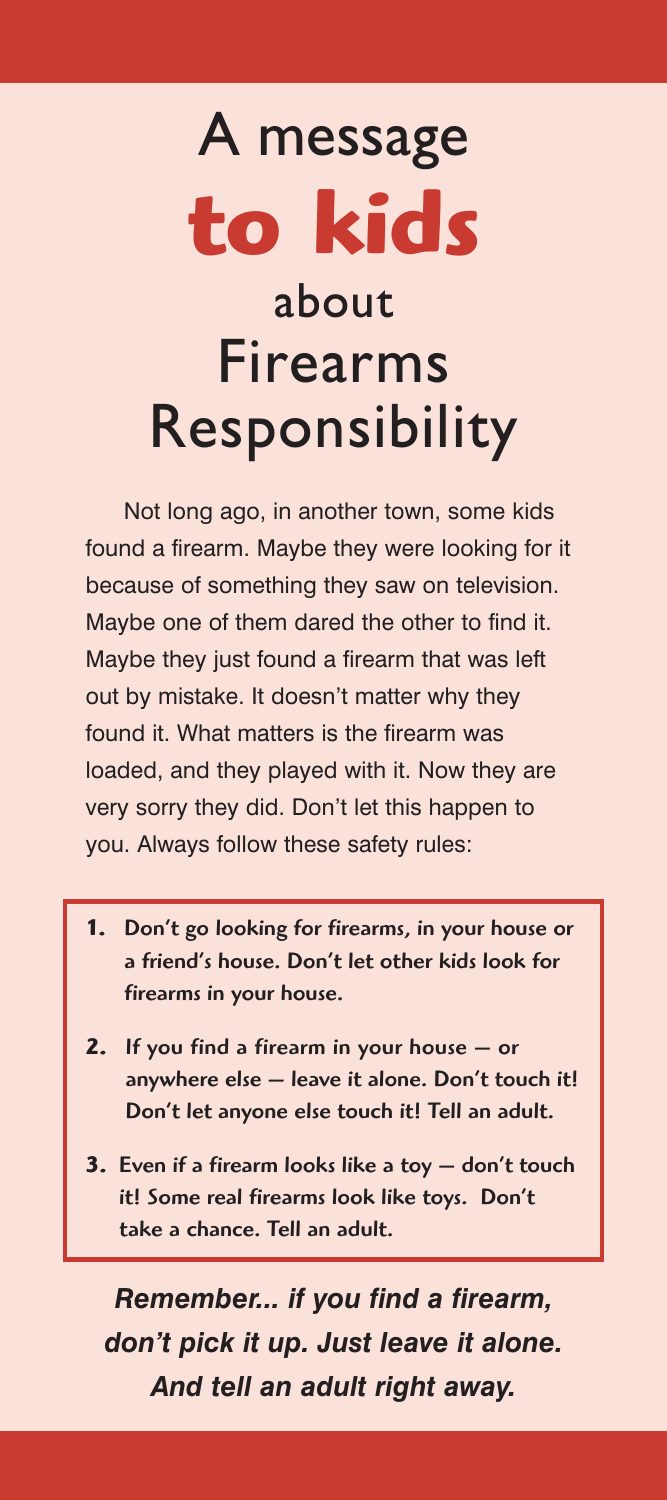# A message **to kids** about Firearms Responsibility

Not long ago, in another town, some kids found a firearm. Maybe they were looking for it because of something they saw on television. Maybe one of them dared the other to find it. Maybe they just found a firearm that was left out by mistake. It doesn't matter why they found it. What matters is the firearm was loaded, and they played with it. Now they are very sorry they did. Don't let this happen to you. Always follow these safety rules:

1. **Don't go looking for firearms, in your house or a friend's house. Don't let other kids look for firearms in your house.**
2. **If you find a firearm in your house — or anywhere else — leave it alone. Don't touch it! Don't let anyone else touch it! Tell an adult.**
3. **Even if a firearm looks like a toy — don't touch it! Some real firearms look like toys. Don't take a chance. Tell an adult.**

***Remember... if you find a firearm, don't pick it up. Just leave it alone. And tell an adult right away.***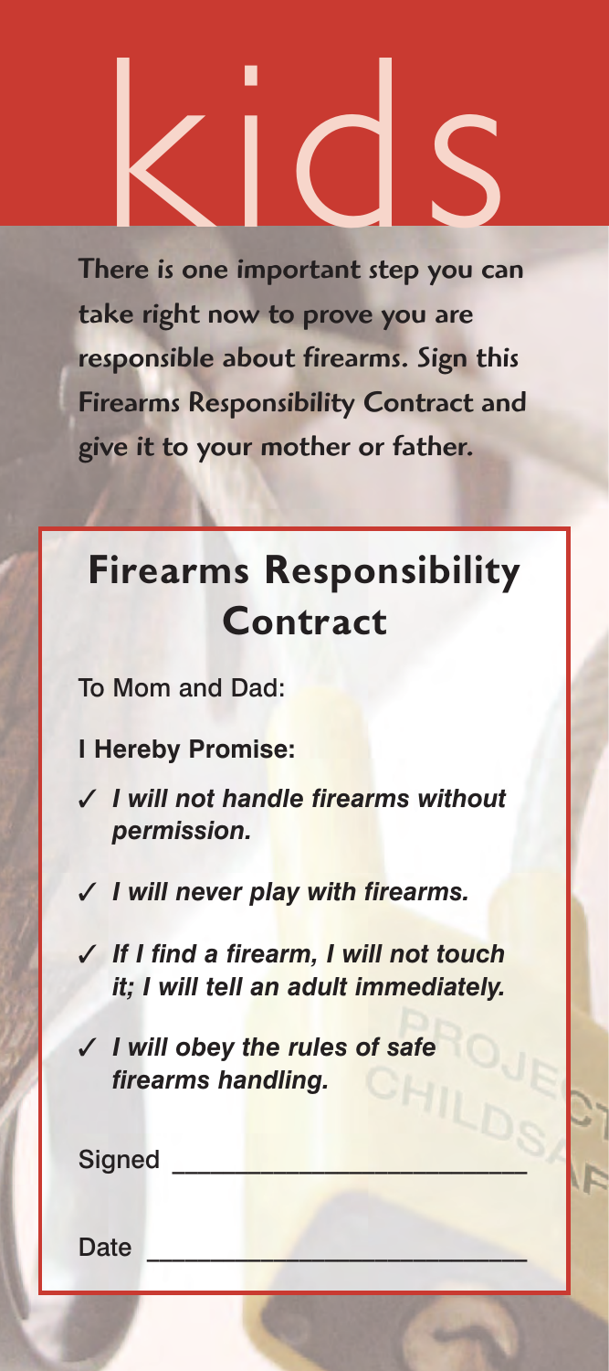# kids

**There is one important step you can take right now to prove you are responsible about firearms. Sign this Firearms Responsibility Contract and give it to your mother or father.**

## Firearms Responsibility Contract

To Mom and Dad:

**I Hereby Promise:**

- ✓ ***I will not handle firearms without permission.***
- ✓ ***I will never play with firearms.***
- ✓ ***If I find a firearm, I will not touch it; I will tell an adult immediately.***
- ✓ ***I will obey the rules of safe firearms handling.***

Signed ___________________________

Date _____________________________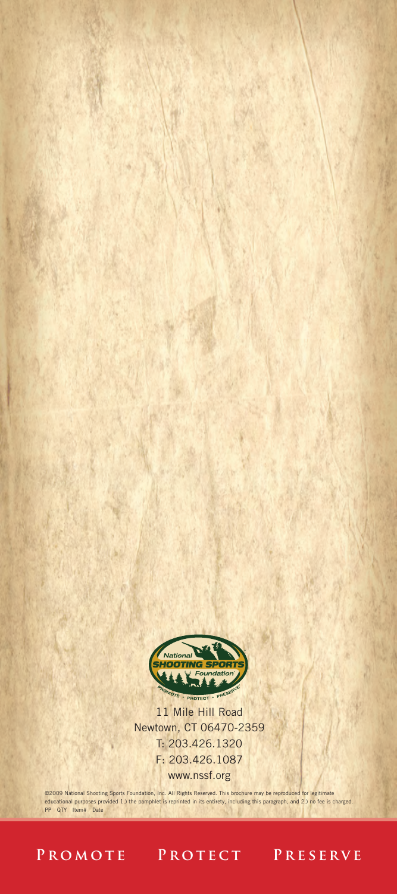National SHOOTING SPORTS Foundation

PROMOTE • PROTECT • PRESERVE

11 Mile Hill Road
Newtown, CT 06470-2359
T: 203.426.1320
F: 203.426.1087
www.nssf.org

©2009 National Shooting Sports Foundation, Inc. All Rights Reserved. This brochure may be reproduced for legitimate educational purposes provided 1.) the pamphlet is reprinted in its entirety, including this paragraph, and 2.) no fee is charged.
PP QTY Item# Date

**PROMOTE PROTECT PRESERVE**